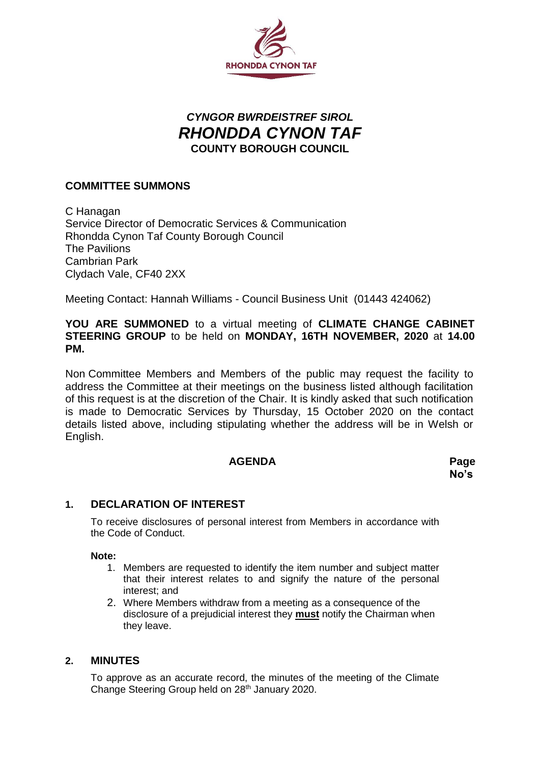RHONDDA CYNON TAF

# *CYNGOR BWRDEISTREF SIROL*
# *RHONDDA CYNON TAF*
## COUNTY BOROUGH COUNCIL

**COMMITTEE SUMMONS**

C Hanagan
Service Director of Democratic Services & Communication
Rhondda Cynon Taf County Borough Council
The Pavilions
Cambrian Park
Clydach Vale, CF40 2XX

Meeting Contact: Hannah Williams - Council Business Unit (01443 424062)

**YOU ARE SUMMONED** to a virtual meeting of **CLIMATE CHANGE CABINET STEERING GROUP** to be held on **MONDAY, 16TH NOVEMBER, 2020** at **14.00 PM.**

Non Committee Members and Members of the public may request the facility to address the Committee at their meetings on the business listed although facilitation of this request is at the discretion of the Chair. It is kindly asked that such notification is made to Democratic Services by Thursday, 15 October 2020 on the contact details listed above, including stipulating whether the address will be in Welsh or English.

**AGENDA** **Page No's**

**1. DECLARATION OF INTEREST**

To receive disclosures of personal interest from Members in accordance with the Code of Conduct.

**Note:**

1. Members are requested to identify the item number and subject matter that their interest relates to and signify the nature of the personal interest; and
2. Where Members withdraw from a meeting as a consequence of the disclosure of a prejudicial interest they **must** notify the Chairman when they leave.

**2. MINUTES**

To approve as an accurate record, the minutes of the meeting of the Climate Change Steering Group held on 28th January 2020.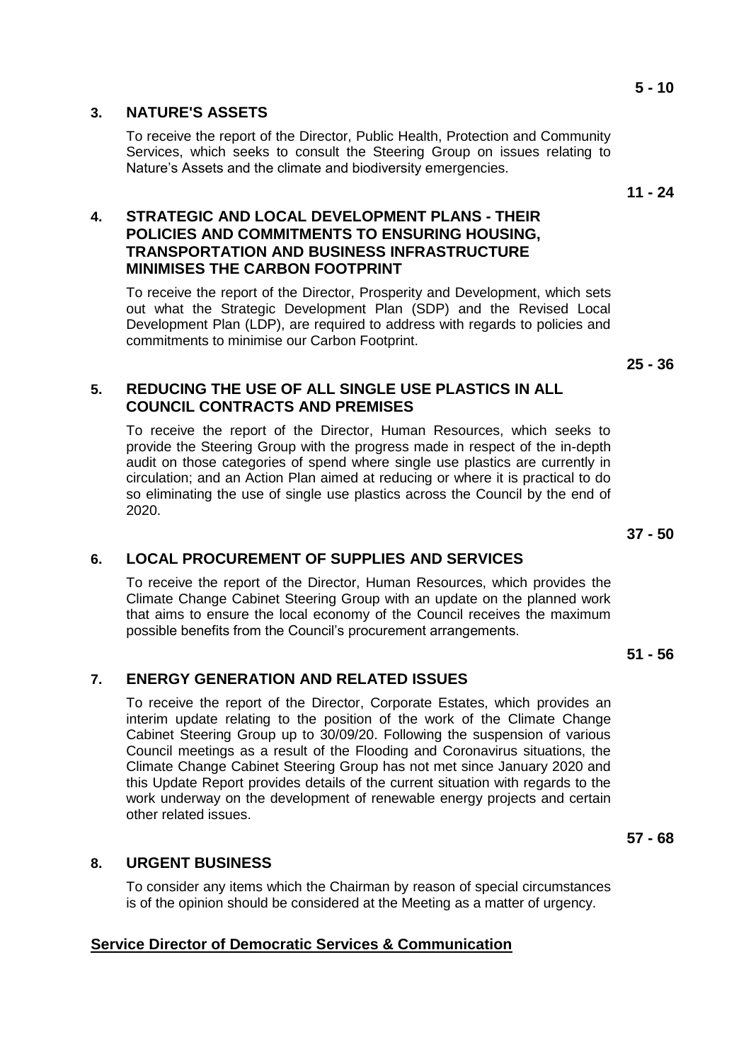5 - 10

**3. NATURE'S ASSETS**

To receive the report of the Director, Public Health, Protection and Community Services, which seeks to consult the Steering Group on issues relating to Nature's Assets and the climate and biodiversity emergencies.

11 - 24

**4. STRATEGIC AND LOCAL DEVELOPMENT PLANS - THEIR POLICIES AND COMMITMENTS TO ENSURING HOUSING, TRANSPORTATION AND BUSINESS INFRASTRUCTURE MINIMISES THE CARBON FOOTPRINT**

To receive the report of the Director, Prosperity and Development, which sets out what the Strategic Development Plan (SDP) and the Revised Local Development Plan (LDP), are required to address with regards to policies and commitments to minimise our Carbon Footprint.

25 - 36

**5. REDUCING THE USE OF ALL SINGLE USE PLASTICS IN ALL COUNCIL CONTRACTS AND PREMISES**

To receive the report of the Director, Human Resources, which seeks to provide the Steering Group with the progress made in respect of the in-depth audit on those categories of spend where single use plastics are currently in circulation; and an Action Plan aimed at reducing or where it is practical to do so eliminating the use of single use plastics across the Council by the end of 2020.

37 - 50

**6. LOCAL PROCUREMENT OF SUPPLIES AND SERVICES**

To receive the report of the Director, Human Resources, which provides the Climate Change Cabinet Steering Group with an update on the planned work that aims to ensure the local economy of the Council receives the maximum possible benefits from the Council's procurement arrangements.

51 - 56

**7. ENERGY GENERATION AND RELATED ISSUES**

To receive the report of the Director, Corporate Estates, which provides an interim update relating to the position of the work of the Climate Change Cabinet Steering Group up to 30/09/20. Following the suspension of various Council meetings as a result of the Flooding and Coronavirus situations, the Climate Change Cabinet Steering Group has not met since January 2020 and this Update Report provides details of the current situation with regards to the work underway on the development of renewable energy projects and certain other related issues.

57 - 68

**8. URGENT BUSINESS**

To consider any items which the Chairman by reason of special circumstances is of the opinion should be considered at the Meeting as a matter of urgency.

**Service Director of Democratic Services & Communication**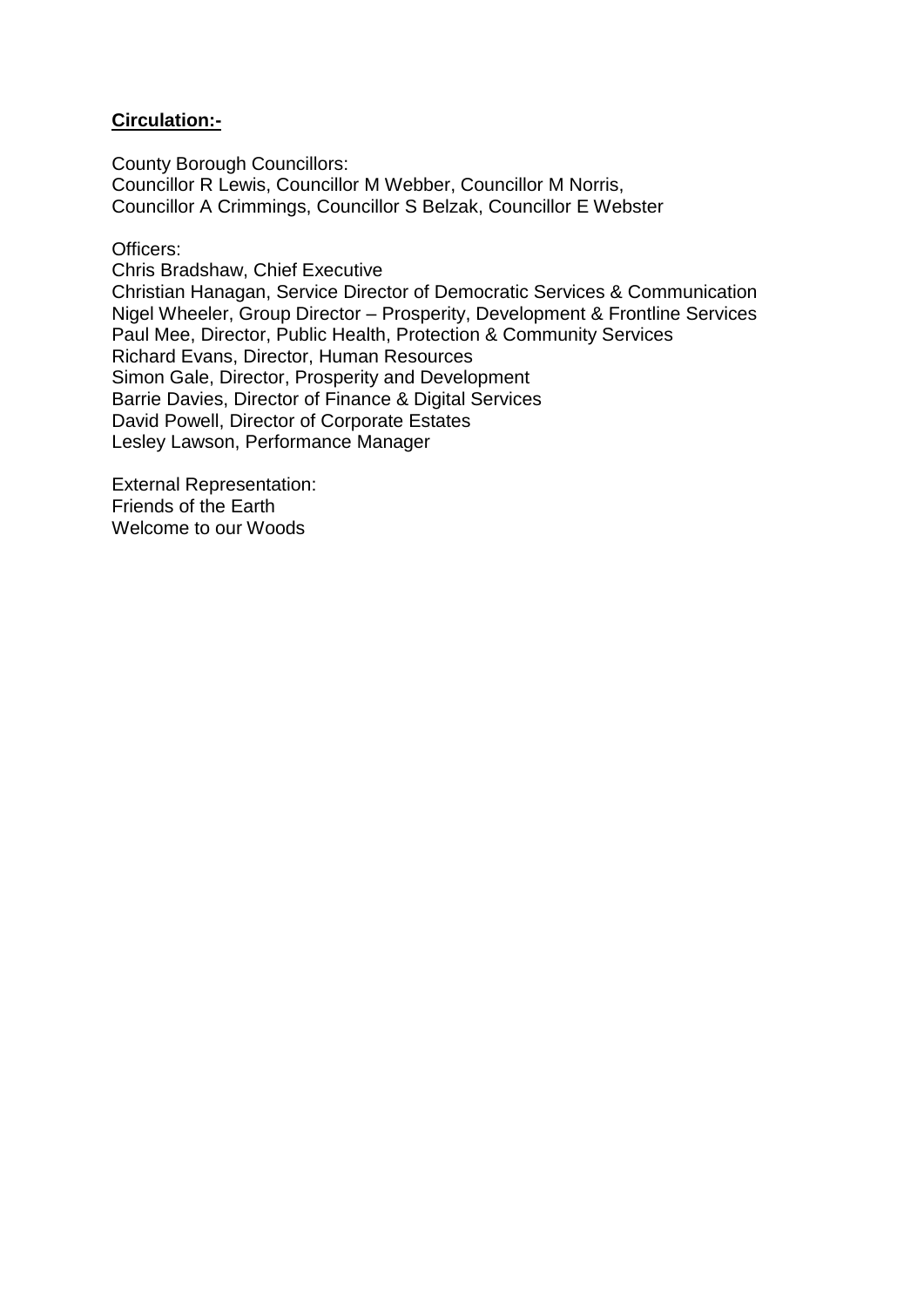**Circulation:-**

County Borough Councillors:
Councillor R Lewis, Councillor M Webber, Councillor M Norris,
Councillor A Crimmings, Councillor S Belzak, Councillor E Webster

Officers:
Chris Bradshaw, Chief Executive
Christian Hanagan, Service Director of Democratic Services & Communication
Nigel Wheeler, Group Director – Prosperity, Development & Frontline Services
Paul Mee, Director, Public Health, Protection & Community Services
Richard Evans, Director, Human Resources
Simon Gale, Director, Prosperity and Development
Barrie Davies, Director of Finance & Digital Services
David Powell, Director of Corporate Estates
Lesley Lawson, Performance Manager

External Representation:
Friends of the Earth
Welcome to our Woods